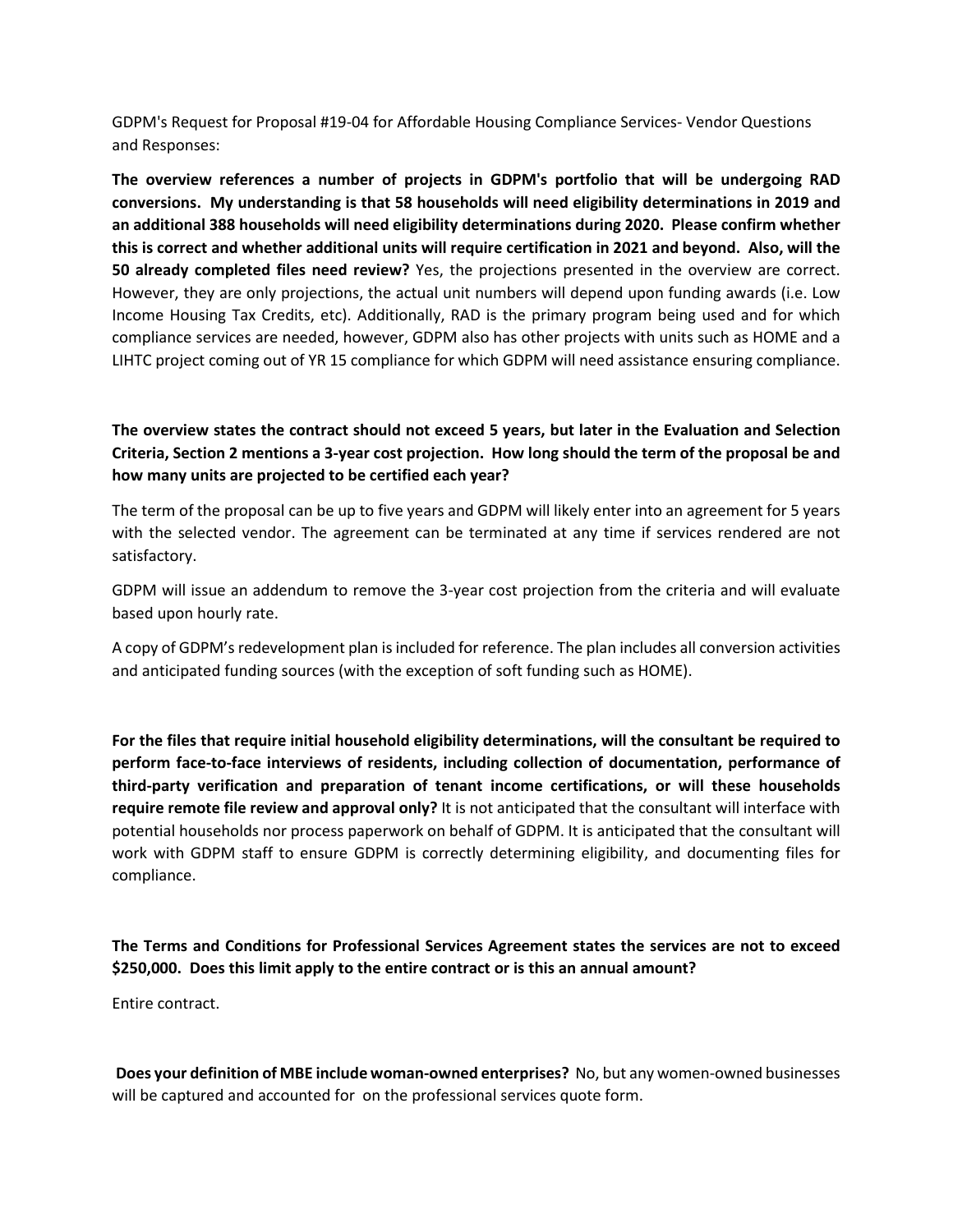GDPM's Request for Proposal #19-04 for Affordable Housing Compliance Services- Vendor Questions and Responses:

**The overview references a number of projects in GDPM's portfolio that will be undergoing RAD conversions. My understanding is that 58 households will need eligibility determinations in 2019 and an additional 388 households will need eligibility determinations during 2020. Please confirm whether this is correct and whether additional units will require certification in 2021 and beyond. Also, will the 50 already completed files need review?** Yes, the projections presented in the overview are correct. However, they are only projections, the actual unit numbers will depend upon funding awards (i.e. Low Income Housing Tax Credits, etc). Additionally, RAD is the primary program being used and for which compliance services are needed, however, GDPM also has other projects with units such as HOME and a LIHTC project coming out of YR 15 compliance for which GDPM will need assistance ensuring compliance.

**The overview states the contract should not exceed 5 years, but later in the Evaluation and Selection Criteria, Section 2 mentions a 3-year cost projection. How long should the term of the proposal be and how many units are projected to be certified each year?**

The term of the proposal can be up to five years and GDPM will likely enter into an agreement for 5 years with the selected vendor. The agreement can be terminated at any time if services rendered are not satisfactory.

GDPM will issue an addendum to remove the 3-year cost projection from the criteria and will evaluate based upon hourly rate.

A copy of GDPM's redevelopment plan is included for reference. The plan includes all conversion activities and anticipated funding sources (with the exception of soft funding such as HOME).

**For the files that require initial household eligibility determinations, will the consultant be required to perform face-to-face interviews of residents, including collection of documentation, performance of third-party verification and preparation of tenant income certifications, or will these households require remote file review and approval only?** It is not anticipated that the consultant will interface with potential households nor process paperwork on behalf of GDPM. It is anticipated that the consultant will work with GDPM staff to ensure GDPM is correctly determining eligibility, and documenting files for compliance.

**The Terms and Conditions for Professional Services Agreement states the services are not to exceed $250,000. Does this limit apply to the entire contract or is this an annual amount?**

Entire contract.

**Does your definition of MBE include woman-owned enterprises?** No, but any women-owned businesses will be captured and accounted for on the professional services quote form.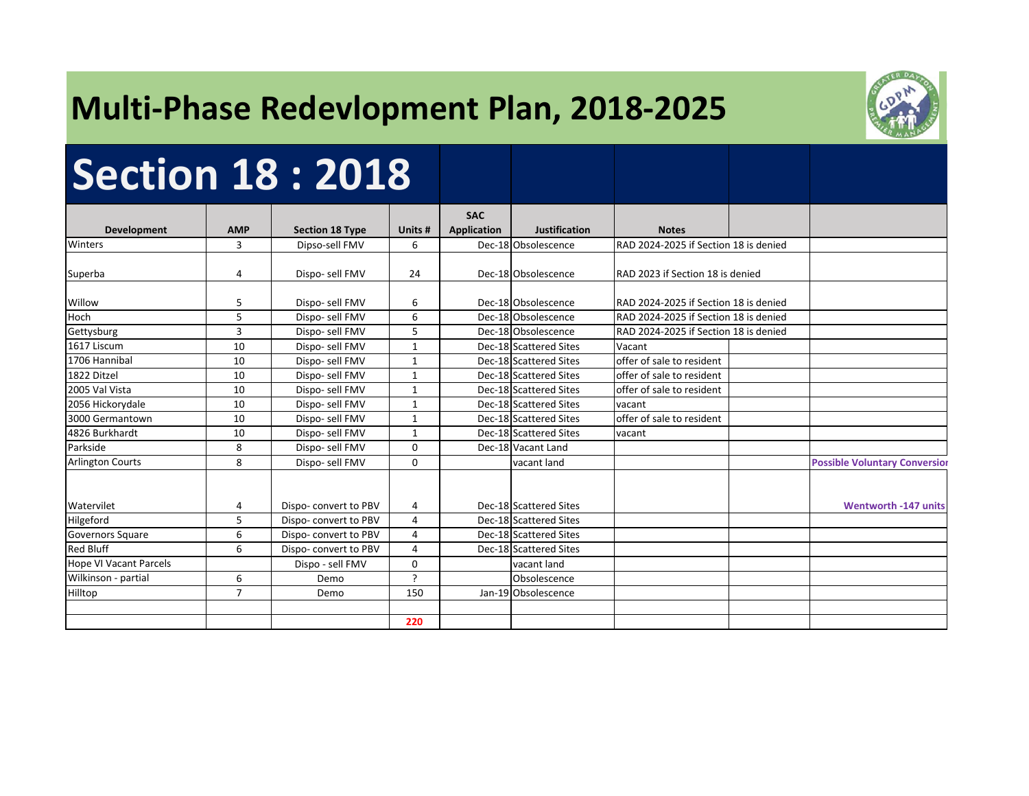# Multi-Phase Redevlopment Plan, 2018-2025

## Section 18 : 2018

| Development | AMP | Section 18 Type | Units # | SAC Application | Justification | Notes | | |
|---|---|---|---|---|---|---|---|---|
| Winters | 3 | Dipso-sell FMV | 6 | Dec-18 | Obsolescence | RAD 2024-2025 if Section 18 is denied | | |
| Superba | 4 | Dispo- sell FMV | 24 | Dec-18 | Obsolescence | RAD 2023 if Section 18 is denied | | |
| Willow | 5 | Dispo- sell FMV | 6 | Dec-18 | Obsolescence | RAD 2024-2025 if Section 18 is denied | | |
| Hoch | 5 | Dispo- sell FMV | 6 | Dec-18 | Obsolescence | RAD 2024-2025 if Section 18 is denied | | |
| Gettysburg | 3 | Dispo- sell FMV | 5 | Dec-18 | Obsolescence | RAD 2024-2025 if Section 18 is denied | | |
| 1617 Liscum | 10 | Dispo- sell FMV | 1 | Dec-18 | Scattered Sites | Vacant | | |
| 1706 Hannibal | 10 | Dispo- sell FMV | 1 | Dec-18 | Scattered Sites | offer of sale to resident | | |
| 1822 Ditzel | 10 | Dispo- sell FMV | 1 | Dec-18 | Scattered Sites | offer of sale to resident | | |
| 2005 Val Vista | 10 | Dispo- sell FMV | 1 | Dec-18 | Scattered Sites | offer of sale to resident | | |
| 2056 Hickorydale | 10 | Dispo- sell FMV | 1 | Dec-18 | Scattered Sites | vacant | | |
| 3000 Germantown | 10 | Dispo- sell FMV | 1 | Dec-18 | Scattered Sites | offer of sale to resident | | |
| 4826 Burkhardt | 10 | Dispo- sell FMV | 1 | Dec-18 | Scattered Sites | vacant | | |
| Parkside | 8 | Dispo- sell FMV | 0 | Dec-18 | Vacant Land | | | |
| Arlington Courts | 8 | Dispo- sell FMV | 0 | | vacant land | | | **Possible Voluntary Conversion** |
| Watervilet | 4 | Dispo- convert to PBV | 4 | Dec-18 | Scattered Sites | | | **Wentworth -147 units** |
| Hilgeford | 5 | Dispo- convert to PBV | 4 | Dec-18 | Scattered Sites | | | |
| Governors Square | 6 | Dispo- convert to PBV | 4 | Dec-18 | Scattered Sites | | | |
| Red Bluff | 6 | Dispo- convert to PBV | 4 | Dec-18 | Scattered Sites | | | |
| Hope VI Vacant Parcels | | Dispo - sell FMV | 0 | | vacant land | | | |
| Wilkinson - partial | 6 | Demo | ? | | Obsolescence | | | |
| Hilltop | 7 | Demo | 150 | Jan-19 | Obsolescence | | | |
| | | | | | | | | |
| | | | **220** | | | | | |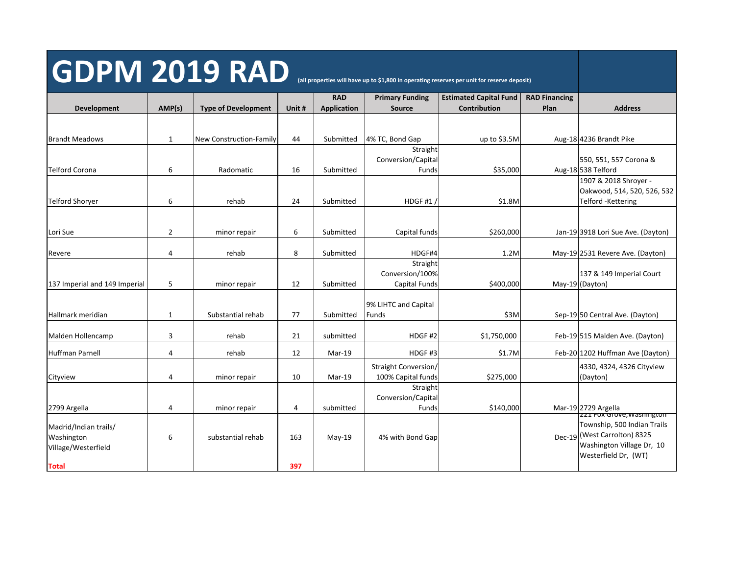# GDPM 2019 RAD

**(all properties will have up to $1,800 in operating reserves per unit for reserve deposit)**

| Development | AMP(s) | Type of Development | Unit # | RAD Application | Primary Funding Source | Estimated Capital Fund Contribution | RAD Financing Plan | Address |
|---|---|---|---|---|---|---|---|---|
| Brandt Meadows | 1 | New Construction-Family | 44 | Submitted | 4% TC, Bond Gap | up to $3.5M | Aug-18 | 4236 Brandt Pike |
| Telford Corona | 6 | Radomatic | 16 | Submitted | Straight Conversion/Capital Funds | $35,000 | Aug-18 | 550, 551, 557 Corona & 538 Telford |
| Telford Shoryer | 6 | rehab | 24 | Submitted | HDGF #1 / | $1.8M | | 1907 & 2018 Shroyer - Oakwood, 514, 520, 526, 532 Telford -Kettering |
| Lori Sue | 2 | minor repair | 6 | Submitted | Capital funds | $260,000 | Jan-19 | 3918 Lori Sue Ave. (Dayton) |
| Revere | 4 | rehab | 8 | Submitted | HDGF#4 | 1.2M | May-19 | 2531 Revere Ave. (Dayton) |
| 137 Imperial and 149 Imperial | 5 | minor repair | 12 | Submitted | Straight Conversion/100% Capital Funds | $400,000 | May-19 | 137 & 149 Imperial Court (Dayton) |
| Hallmark meridian | 1 | Substantial rehab | 77 | Submitted | 9% LIHTC and Capital Funds | $3M | Sep-19 | 50 Central Ave. (Dayton) |
| Malden Hollencamp | 3 | rehab | 21 | submitted | HDGF #2 | $1,750,000 | Feb-19 | 515 Malden Ave. (Dayton) |
| Huffman Parnell | 4 | rehab | 12 | Mar-19 | HDGF #3 | $1.7M | Feb-20 | 1202 Huffman Ave (Dayton) |
| Cityview | 4 | minor repair | 10 | Mar-19 | Straight Conversion/ 100% Capital funds | $275,000 | | 4330, 4324, 4326 Cityview (Dayton) |
| 2799 Argella | 4 | minor repair | 4 | submitted | Straight Conversion/Capital Funds | $140,000 | Mar-19 | 2729 Argella |
| Madrid/Indian trails/ Washington Village/Westerfield | 6 | substantial rehab | 163 | May-19 | 4% with Bond Gap | | Dec-19 | 221 Fox Grove, Washington Township, 500 Indian Trails (West Carrolton) 8325 Washington Village Dr, 10 Westerfield Dr, (WT) |
| **Total** | | | **397** | | | | | |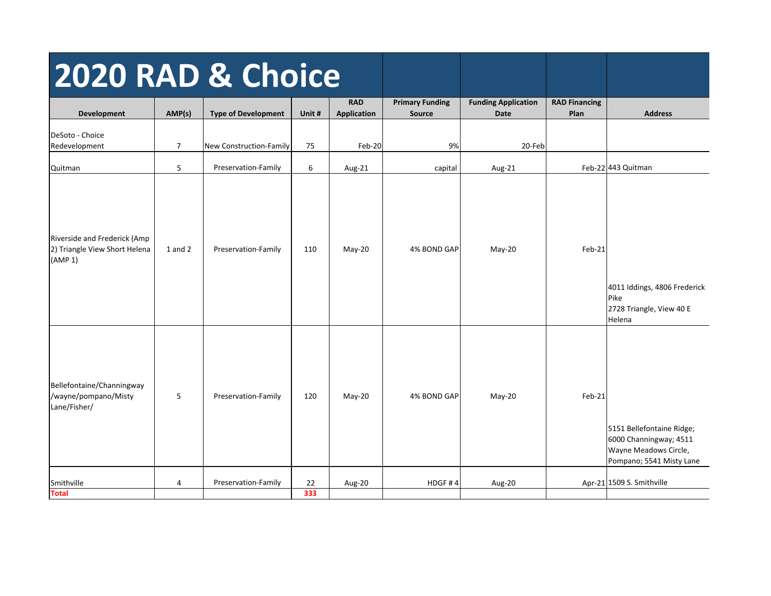# 2020 RAD & Choice

| Development | AMP(s) | Type of Development | Unit # | RAD Application | Primary Funding Source | Funding Application Date | RAD Financing Plan | Address |
|---|---|---|---|---|---|---|---|---|
| DeSoto - Choice Redevelopment | 7 | New Construction-Family | 75 | Feb-20 | 9% | 20-Feb | | |
| Quitman | 5 | Preservation-Family | 6 | Aug-21 | capital | Aug-21 | Feb-22 | 443 Quitman |
| Riverside and Frederick (Amp 2) Triangle View Short Helena (AMP 1) | 1 and 2 | Preservation-Family | 110 | May-20 | 4% BOND GAP | May-20 | Feb-21 | 4011 Iddings, 4806 Frederick Pike 2728 Triangle, View 40 E Helena |
| Bellefontaine/Channingway /wayne/pompano/Misty Lane/Fisher/ | 5 | Preservation-Family | 120 | May-20 | 4% BOND GAP | May-20 | Feb-21 | 5151 Bellefontaine Ridge; 6000 Channingway; 4511 Wayne Meadows Circle, Pompano; 5541 Misty Lane |
| Smithville | 4 | Preservation-Family | 22 | Aug-20 | HDGF # 4 | Aug-20 | Apr-21 | 1509 S. Smithville |
| **Total** | | | **333** | | | | | |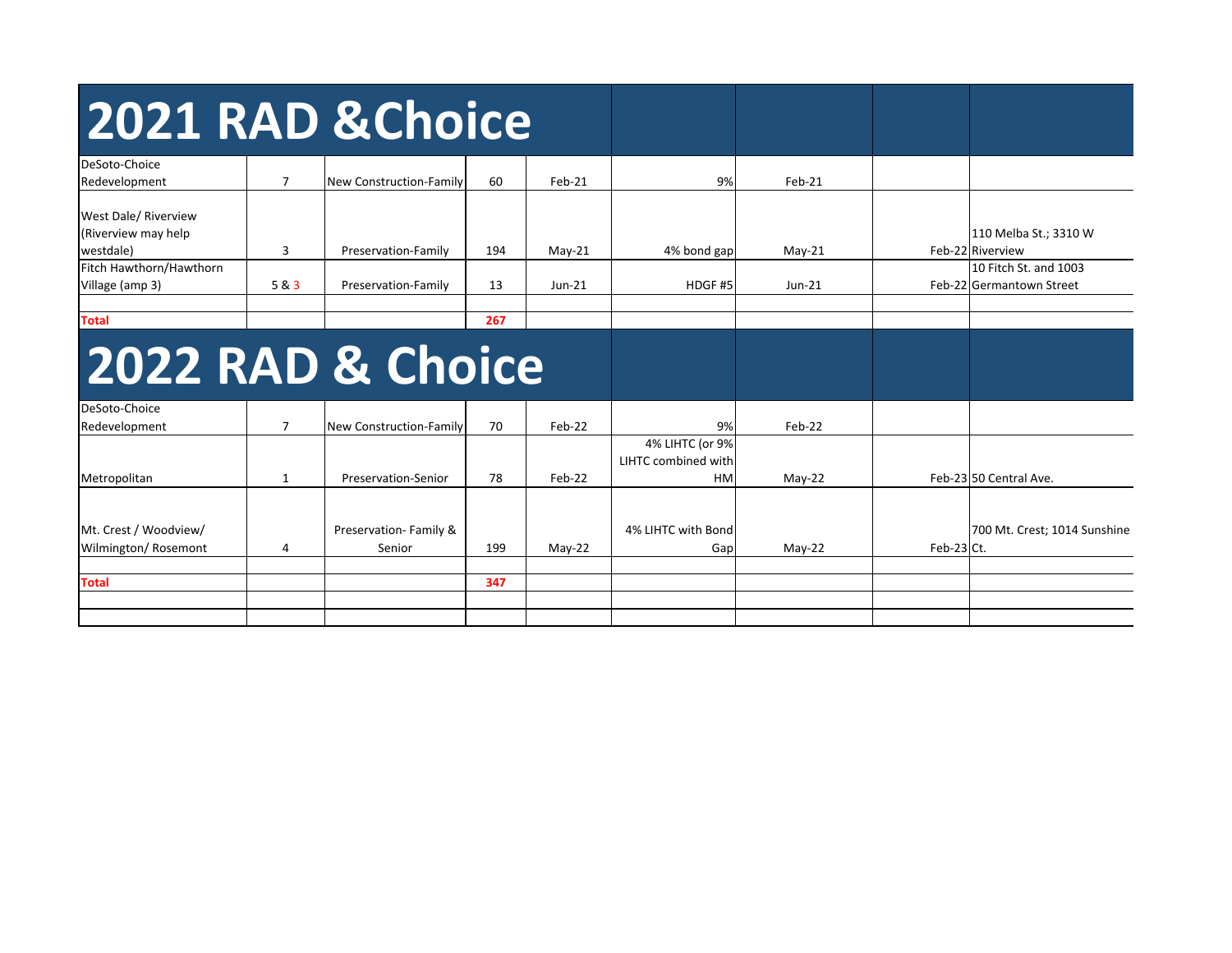| 2021 RAD &Choice | | | | | | | | |
|---|---|---|---|---|---|---|---|---|
| DeSoto-Choice Redevelopment | 7 | New Construction-Family | 60 | Feb-21 | 9% | Feb-21 | | |
| West Dale/ Riverview (Riverview may help westdale) | 3 | Preservation-Family | 194 | May-21 | 4% bond gap | May-21 | Feb-22 | 110 Melba St.; 3310 W Riverview |
| Fitch Hawthorn/Hawthorn Village (amp 3) | 5 & 3 | Preservation-Family | 13 | Jun-21 | HDGF #5 | Jun-21 | Feb-22 | 10 Fitch St. and 1003 Germantown Street |
| | | | | | | | | |
| **Total** | | | **267** | | | | | |
| **2022 RAD & Choice** | | | | | | | | |
| DeSoto-Choice Redevelopment | 7 | New Construction-Family | 70 | Feb-22 | 9% | Feb-22 | | |
| Metropolitan | 1 | Preservation-Senior | 78 | Feb-22 | 4% LIHTC (or 9% LIHTC combined with HM | May-22 | Feb-23 | 50 Central Ave. |
| Mt. Crest / Woodview/ Wilmington/ Rosemont | 4 | Preservation- Family & Senior | 199 | May-22 | 4% LIHTC with Bond Gap | May-22 | Feb-23 | 700 Mt. Crest; 1014 Sunshine Ct. |
| | | | | | | | | |
| **Total** | | | **347** | | | | | |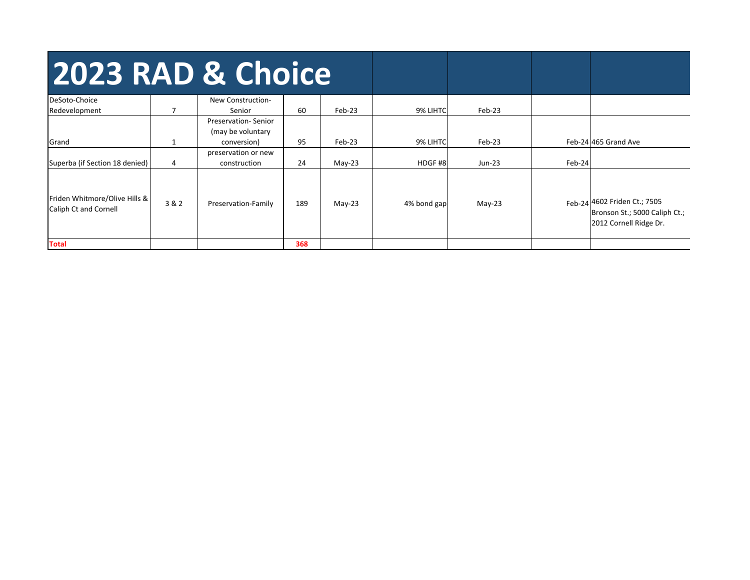# 2023 RAD & Choice

| | | | | | | | | |
|---|---|---|---|---|---|---|---|---|
| DeSoto-Choice Redevelopment | 7 | New Construction- Senior | 60 | Feb-23 | 9% LIHTC | Feb-23 | | |
| Grand | 1 | Preservation- Senior (may be voluntary conversion) | 95 | Feb-23 | 9% LIHTC | Feb-23 | Feb-24 | 465 Grand Ave |
| Superba (if Section 18 denied) | 4 | preservation or new construction | 24 | May-23 | HDGF #8 | Jun-23 | Feb-24 | |
| Friden Whitmore/Olive Hills & Caliph Ct and Cornell | 3 & 2 | Preservation-Family | 189 | May-23 | 4% bond gap | May-23 | Feb-24 | 4602 Friden Ct.; 7505 Bronson St.; 5000 Caliph Ct.; 2012 Cornell Ridge Dr. |
| **Total** | | | **368** | | | | | |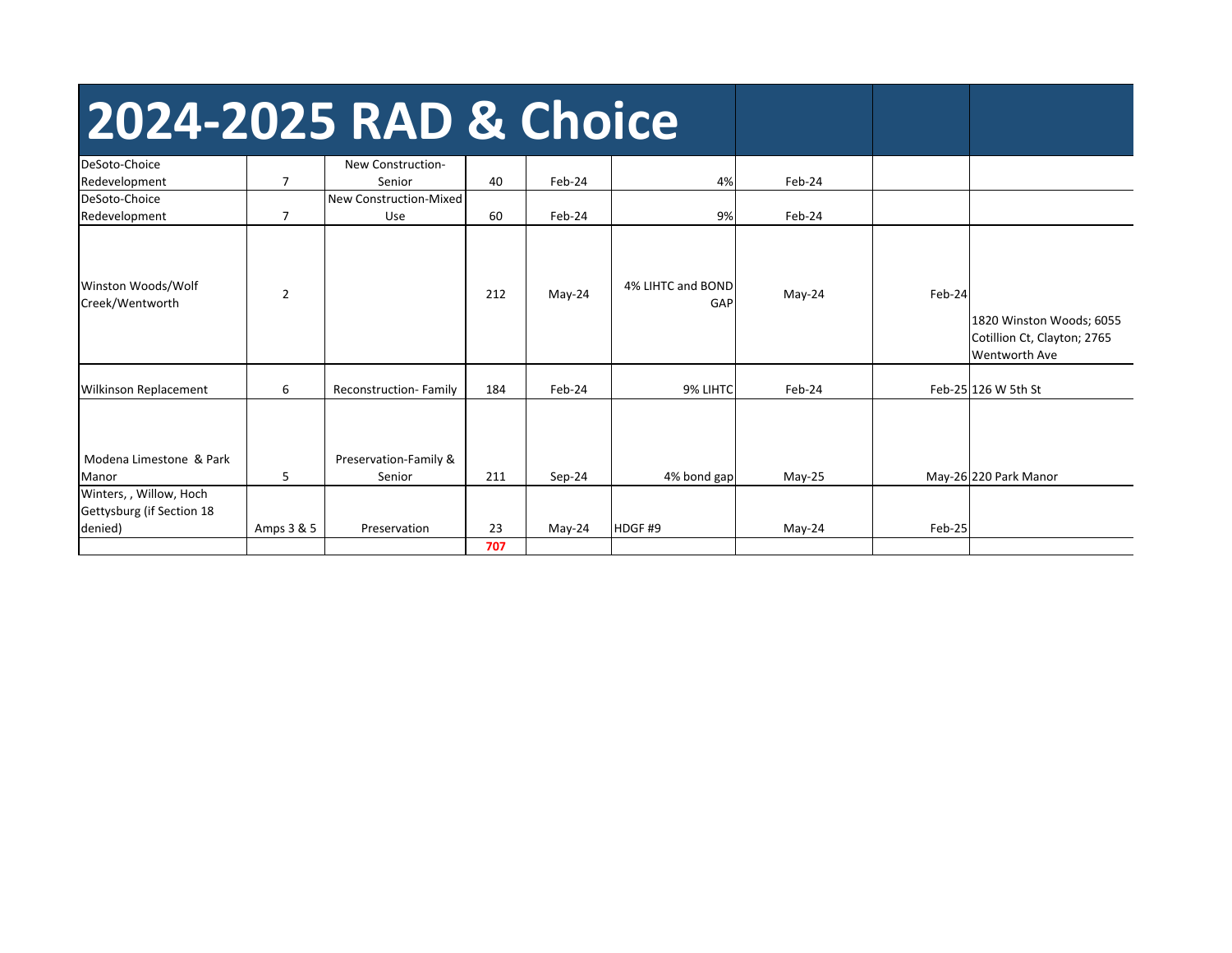# 2024-2025 RAD & Choice

| | | | | | | | | |
|---|---|---|---|---|---|---|---|---|
| DeSoto-Choice Redevelopment | 7 | New Construction-Senior | 40 | Feb-24 | 4% | Feb-24 | | |
| DeSoto-Choice Redevelopment | 7 | New Construction-Mixed Use | 60 | Feb-24 | 9% | Feb-24 | | |
| Winston Woods/Wolf Creek/Wentworth | 2 | | 212 | May-24 | 4% LIHTC and BOND GAP | May-24 | Feb-24 | 1820 Winston Woods; 6055 Cotillion Ct, Clayton; 2765 Wentworth Ave |
| Wilkinson Replacement | 6 | Reconstruction- Family | 184 | Feb-24 | 9% LIHTC | Feb-24 | Feb-25 | 126 W 5th St |
| Modena Limestone & Park Manor | 5 | Preservation-Family & Senior | 211 | Sep-24 | 4% bond gap | May-25 | May-26 | 220 Park Manor |
| Winters, , Willow, Hoch Gettysburg (if Section 18 denied) | Amps 3 & 5 | Preservation | 23 | May-24 | HDGF #9 | May-24 | Feb-25 | |
| | | | 707 | | | | | |